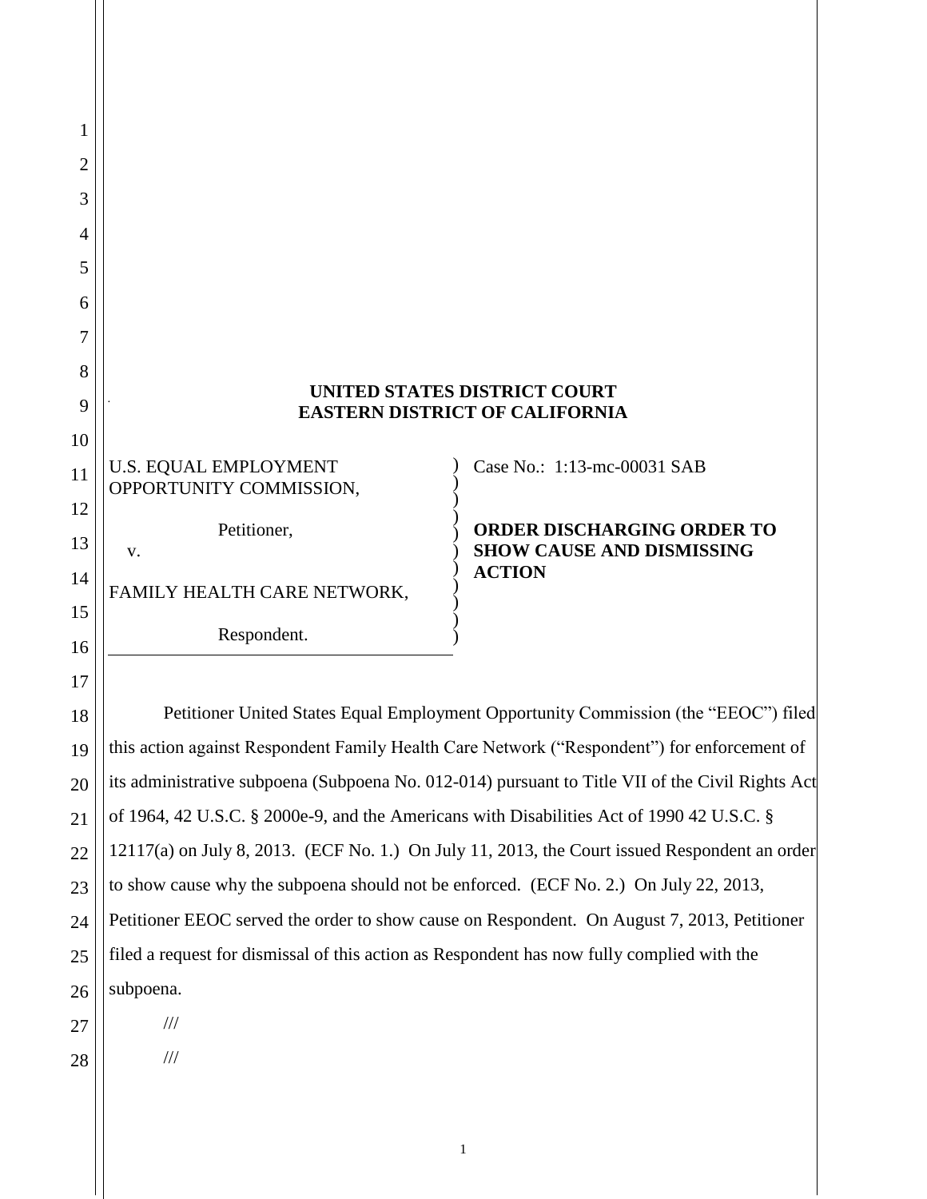# UNITED STATES DISTRICT COURT
# EASTERN DISTRICT OF CALIFORNIA

U.S. EQUAL EMPLOYMENT OPPORTUNITY COMMISSION,

Petitioner,

v.

FAMILY HEALTH CARE NETWORK,

Respondent.

Case No.: 1:13-mc-00031 SAB

**ORDER DISCHARGING ORDER TO SHOW CAUSE AND DISMISSING ACTION**

Petitioner United States Equal Employment Opportunity Commission (the "EEOC") filed this action against Respondent Family Health Care Network ("Respondent") for enforcement of its administrative subpoena (Subpoena No. 012-014) pursuant to Title VII of the Civil Rights Act of 1964, 42 U.S.C. § 2000e-9, and the Americans with Disabilities Act of 1990 42 U.S.C. § 12117(a) on July 8, 2013. (ECF No. 1.) On July 11, 2013, the Court issued Respondent an order to show cause why the subpoena should not be enforced. (ECF No. 2.) On July 22, 2013, Petitioner EEOC served the order to show cause on Respondent. On August 7, 2013, Petitioner filed a request for dismissal of this action as Respondent has now fully complied with the subpoena.

///

///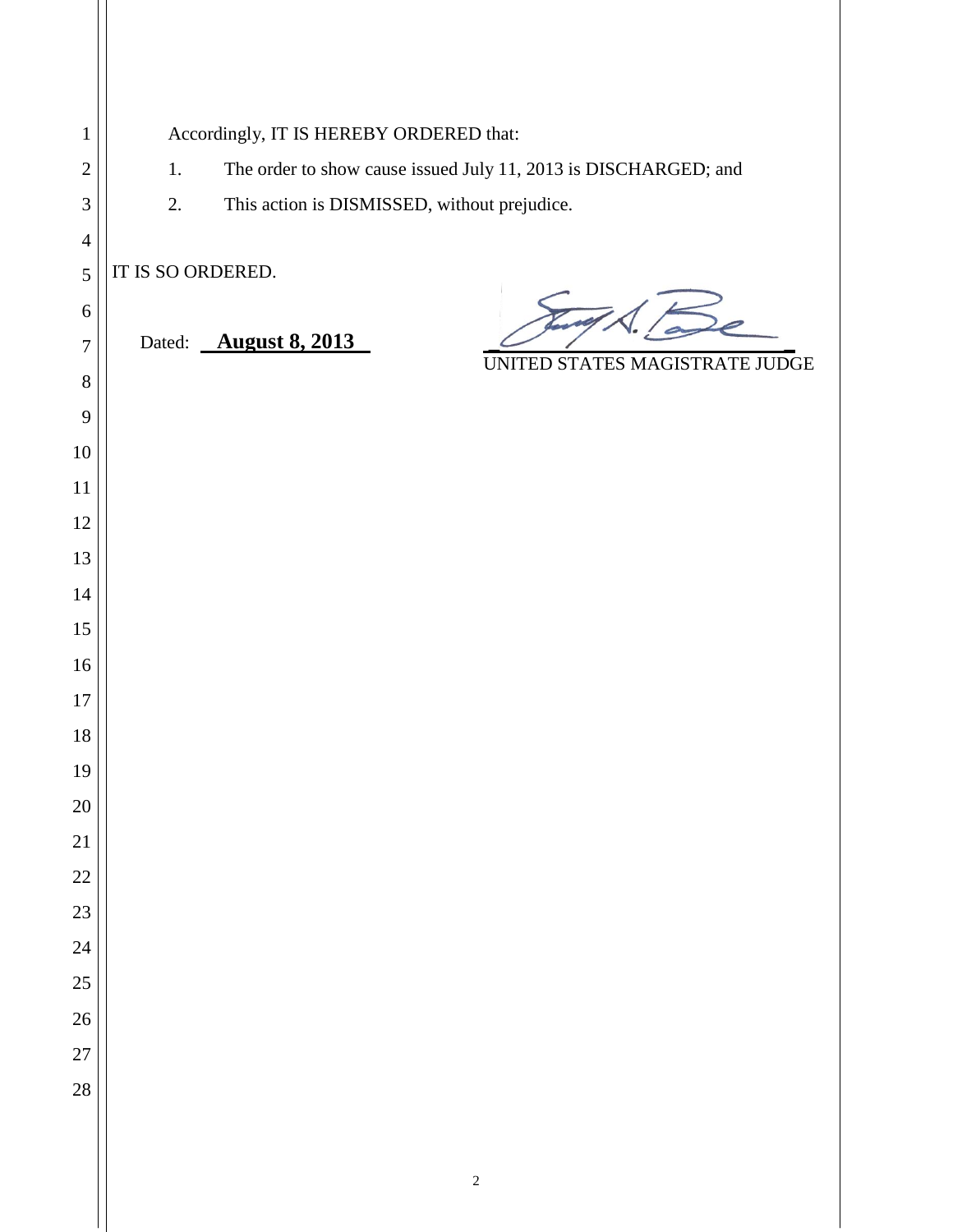Accordingly, IT IS HEREBY ORDERED that:

1. The order to show cause issued July 11, 2013 is DISCHARGED; and
2. This action is DISMISSED, without prejudice.

IT IS SO ORDERED.

Dated: **August 8, 2013**

UNITED STATES MAGISTRATE JUDGE